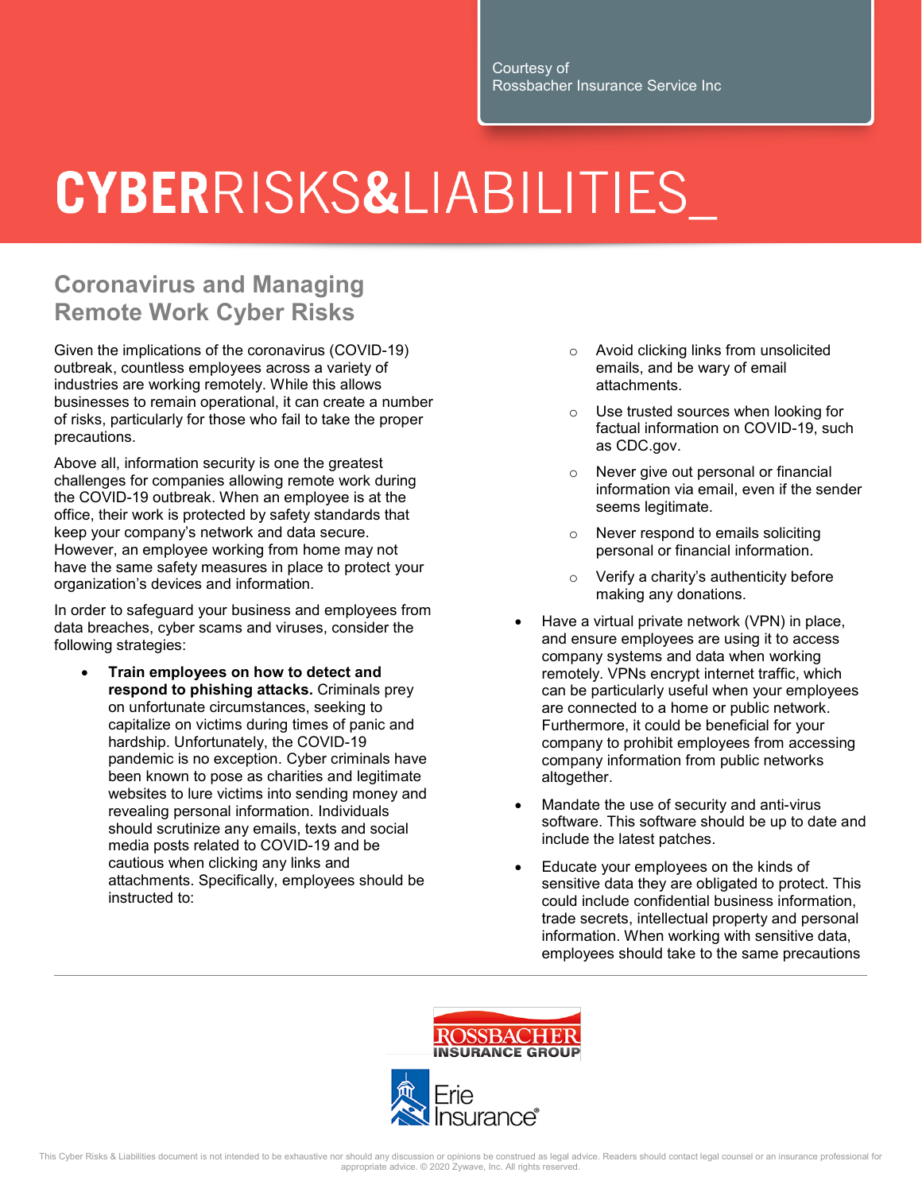Courtesy of
Rossbacher Insurance Service Inc

# CYBERRISKS&LIABILITIES_

## Coronavirus and Managing Remote Work Cyber Risks

Given the implications of the coronavirus (COVID-19) outbreak, countless employees across a variety of industries are working remotely. While this allows businesses to remain operational, it can create a number of risks, particularly for those who fail to take the proper precautions.

Above all, information security is one the greatest challenges for companies allowing remote work during the COVID-19 outbreak. When an employee is at the office, their work is protected by safety standards that keep your company's network and data secure. However, an employee working from home may not have the same safety measures in place to protect your organization's devices and information.

In order to safeguard your business and employees from data breaches, cyber scams and viruses, consider the following strategies:

- **Train employees on how to detect and respond to phishing attacks.** Criminals prey on unfortunate circumstances, seeking to capitalize on victims during times of panic and hardship. Unfortunately, the COVID-19 pandemic is no exception. Cyber criminals have been known to pose as charities and legitimate websites to lure victims into sending money and revealing personal information. Individuals should scrutinize any emails, texts and social media posts related to COVID-19 and be cautious when clicking any links and attachments. Specifically, employees should be instructed to:
    - Avoid clicking links from unsolicited emails, and be wary of email attachments.
    - Use trusted sources when looking for factual information on COVID-19, such as CDC.gov.
    - Never give out personal or financial information via email, even if the sender seems legitimate.
    - Never respond to emails soliciting personal or financial information.
    - Verify a charity's authenticity before making any donations.
- Have a virtual private network (VPN) in place, and ensure employees are using it to access company systems and data when working remotely. VPNs encrypt internet traffic, which can be particularly useful when your employees are connected to a home or public network. Furthermore, it could be beneficial for your company to prohibit employees from accessing company information from public networks altogether.
- Mandate the use of security and anti-virus software. This software should be up to date and include the latest patches.
- Educate your employees on the kinds of sensitive data they are obligated to protect. This could include confidential business information, trade secrets, intellectual property and personal information. When working with sensitive data, employees should take to the same precautions

ROSSBACHER INSURANCE GROUP

Erie Insurance®

This Cyber Risks & Liabilities document is not intended to be exhaustive nor should any discussion or opinions be construed as legal advice. Readers should contact legal counsel or an insurance professional for appropriate advice. © 2020 Zywave, Inc. All rights reserved.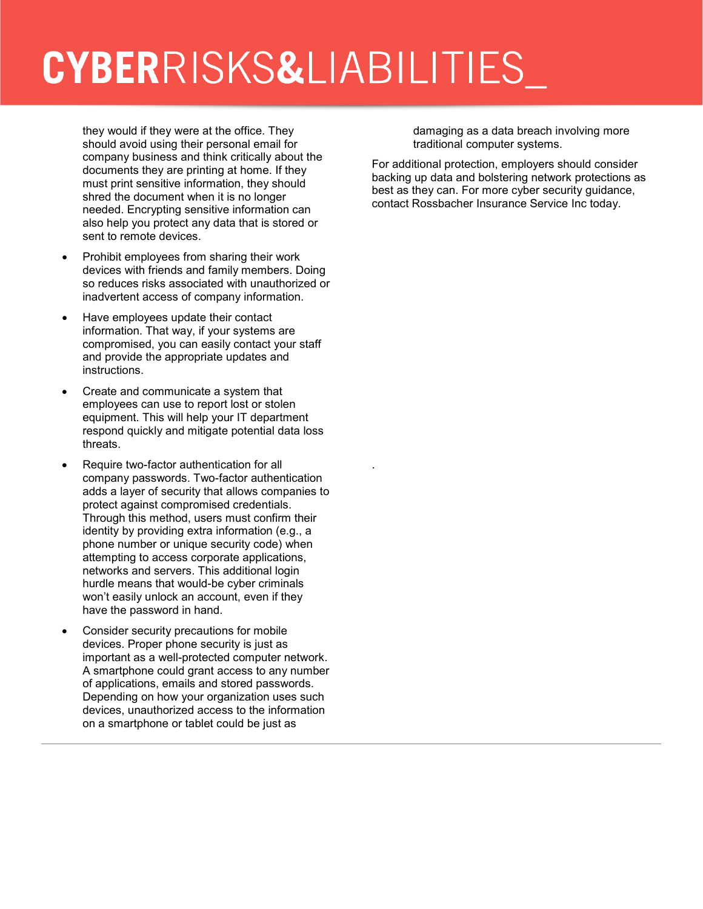they would if they were at the office. They should avoid using their personal email for company business and think critically about the documents they are printing at home. If they must print sensitive information, they should shred the document when it is no longer needed. Encrypting sensitive information can also help you protect any data that is stored or sent to remote devices.

- Prohibit employees from sharing their work devices with friends and family members. Doing so reduces risks associated with unauthorized or inadvertent access of company information.
- Have employees update their contact information. That way, if your systems are compromised, you can easily contact your staff and provide the appropriate updates and instructions.
- Create and communicate a system that employees can use to report lost or stolen equipment. This will help your IT department respond quickly and mitigate potential data loss threats.
- Require two-factor authentication for all company passwords. Two-factor authentication adds a layer of security that allows companies to protect against compromised credentials. Through this method, users must confirm their identity by providing extra information (e.g., a phone number or unique security code) when attempting to access corporate applications, networks and servers. This additional login hurdle means that would-be cyber criminals won't easily unlock an account, even if they have the password in hand.
- Consider security precautions for mobile devices. Proper phone security is just as important as a well-protected computer network. A smartphone could grant access to any number of applications, emails and stored passwords. Depending on how your organization uses such devices, unauthorized access to the information on a smartphone or tablet could be just as damaging as a data breach involving more traditional computer systems.

For additional protection, employers should consider backing up data and bolstering network protections as best as they can. For more cyber security guidance, contact Rossbacher Insurance Service Inc today.